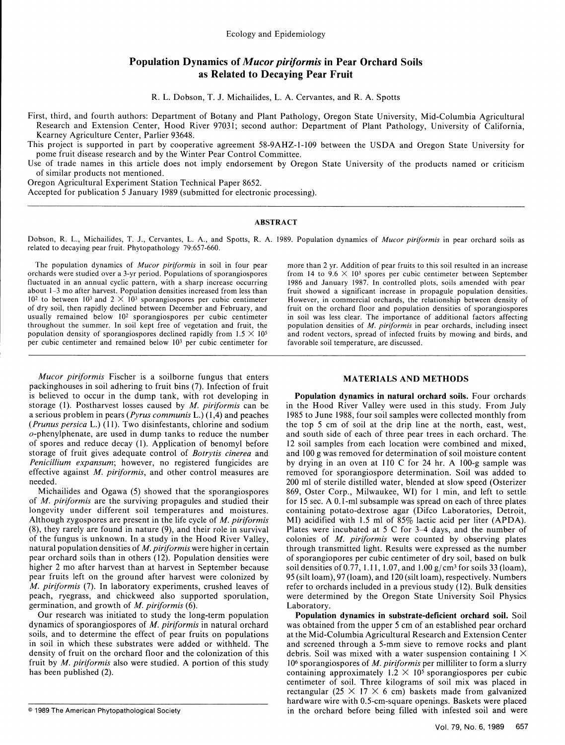Ecology and Epidemiology

# Population Dynamics of *Mucor piriformis* in Pear Orchard Soils as Related to Decaying Pear Fruit

R. L. Dobson, T. J. Michailides, L. A. Cervantes, and R. A. Spotts

First, third, and fourth authors: Department of Botany and Plant Pathology, Oregon State University, Mid-Columbia Agricultural Research and Extension Center, Hood River 97031; second author: Department of Plant Pathology, University of California, Kearney Agriculture Center, Parlier 93648.

This project is supported in part by cooperative agreement 58-9AHZ-1-109 between the USDA and Oregon State University for pome fruit disease research and by the Winter Pear Control Committee.

Use of trade names in this article does not imply endorsement by Oregon State University of the products named or criticism of similar products not mentioned.

Oregon Agricultural Experiment Station Technical Paper 8652.

Accepted for publication 5 January 1989 (submitted for electronic processing).

## ABSTRACT

Dobson, R. L., Michailides, T. J., Cervantes, L. A., and Spotts, R. A. 1989. Population dynamics of *Mucor piriformis* in pear orchard soils as related to decaying pear fruit. Phytopathology 79:657-660.

The population dynamics of *Mucor piriformis* in soil in four pear orchards were studied over a 3-yr period. Populations of sporangiospores fluctuated in an annual cyclic pattern, with a sharp increase occurring about 1–3 mo after harvest. Population densities increased from less than $10^2$ to between $10^3$ and $2 \times 10^3$ sporangiospores per cubic centimeter of dry soil, then rapidly declined between December and February, and usually remained below $10^2$ sporangiospores per cubic centimeter throughout the summer. In soil kept free of vegetation and fruit, the population density of sporangiospores declined rapidly from $1.5 \times 10^5$ per cubic centimeter and remained below $10^3$ per cubic centimeter for more than 2 yr. Addition of pear fruits to this soil resulted in an increase from 14 to $9.6 \times 10^3$ spores per cubic centimeter between September 1986 and January 1987. In controlled plots, soils amended with pear fruit showed a significant increase in propagule population densities. However, in commercial orchards, the relationship between density of fruit on the orchard floor and population densities of sporangiospores in soil was less clear. The importance of additional factors affecting population densities of *M. piriformis* in pear orchards, including insect and rodent vectors, spread of infected fruits by mowing and birds, and favorable soil temperature, are discussed.

*Mucor piriformis* Fischer is a soilborne fungus that enters packinghouses in soil adhering to fruit bins (7). Infection of fruit is believed to occur in the dump tank, with rot developing in storage (1). Postharvest losses caused by *M. piriformis* can be a serious problem in pears (*Pyrus communis* L.) (1,4) and peaches (*Prunus persica* L.) (11). Two disinfestants, chlorine and sodium *o*-phenylphenate, are used in dump tanks to reduce the number of spores and reduce decay (1). Application of benomyl before storage of fruit gives adequate control of *Botrytis cinerea* and *Penicillium expansum*; however, no registered fungicides are effective against *M. piriformis*, and other control measures are needed.

Michailides and Ogawa (5) showed that the sporangiospores of *M. piriformis* are the surviving propagules and studied their longevity under different soil temperatures and moistures. Although zygospores are present in the life cycle of *M. piriformis* (8), they rarely are found in nature (9), and their role in survival of the fungus is unknown. In a study in the Hood River Valley, natural population densities of *M. piriformis* were higher in certain pear orchard soils than in others (12). Population densities were higher 2 mo after harvest than at harvest in September because pear fruits left on the ground after harvest were colonized by *M. piriformis* (7). In laboratory experiments, crushed leaves of peach, ryegrass, and chickweed also supported sporulation, germination, and growth of *M. piriformis* (6).

Our research was initiated to study the long-term population dynamics of sporangiospores of *M. piriformis* in natural orchard soils, and to determine the effect of pear fruits on populations in soil in which these substrates were added or withheld. The density of fruit on the orchard floor and the colonization of this fruit by *M. piriformis* also were studied. A portion of this study has been published (2).

## MATERIALS AND METHODS

**Population dynamics in natural orchard soils.** Four orchards in the Hood River Valley were used in this study. From July 1985 to June 1988, four soil samples were collected monthly from the top 5 cm of soil at the drip line at the north, east, west, and south side of each of three pear trees in each orchard. The 12 soil samples from each location were combined and mixed, and 100 g was removed for determination of soil moisture content by drying in an oven at 110 C for 24 hr. A 100-g sample was removed for sporangiospore determination. Soil was added to 200 ml of sterile distilled water, blended at slow speed (Osterizer 869, Oster Corp., Milwaukee, WI) for 1 min, and left to settle for 15 sec. A 0.1-ml subsample was spread on each of three plates containing potato-dextrose agar (Difco Laboratories, Detroit, MI) acidified with 1.5 ml of 85% lactic acid per liter (APDA). Plates were incubated at 5 C for 3–4 days, and the number of colonies of *M. piriformis* were counted by observing plates through transmitted light. Results were expressed as the number of sporangiospores per cubic centimeter of dry soil, based on bulk soil densities of 0.77, 1.11, 1.07, and 1.00 g/cm³ for soils 33 (loam), 95 (silt loam), 97 (loam), and 120 (silt loam), respectively. Numbers refer to orchards included in a previous study (12). Bulk densities were determined by the Oregon State University Soil Physics Laboratory.

**Population dynamics in substrate-deficient orchard soil.** Soil was obtained from the upper 5 cm of an established pear orchard at the Mid-Columbia Agricultural Research and Extension Center and screened through a 5-mm sieve to remove rocks and plant debris. Soil was mixed with a water suspension containing $1 \times 10^6$ sporangiospores of *M. piriformis* per milliliter to form a slurry containing approximately $1.2 \times 10^5$ sporangiospores per cubic centimeter of soil. Three kilograms of soil mix was placed in rectangular ($25 \times 17 \times 6$ cm) baskets made from galvanized hardware wire with 0.5-cm-square openings. Baskets were placed in the orchard before being filled with infested soil and were

© 1989 The American Phytopathological Society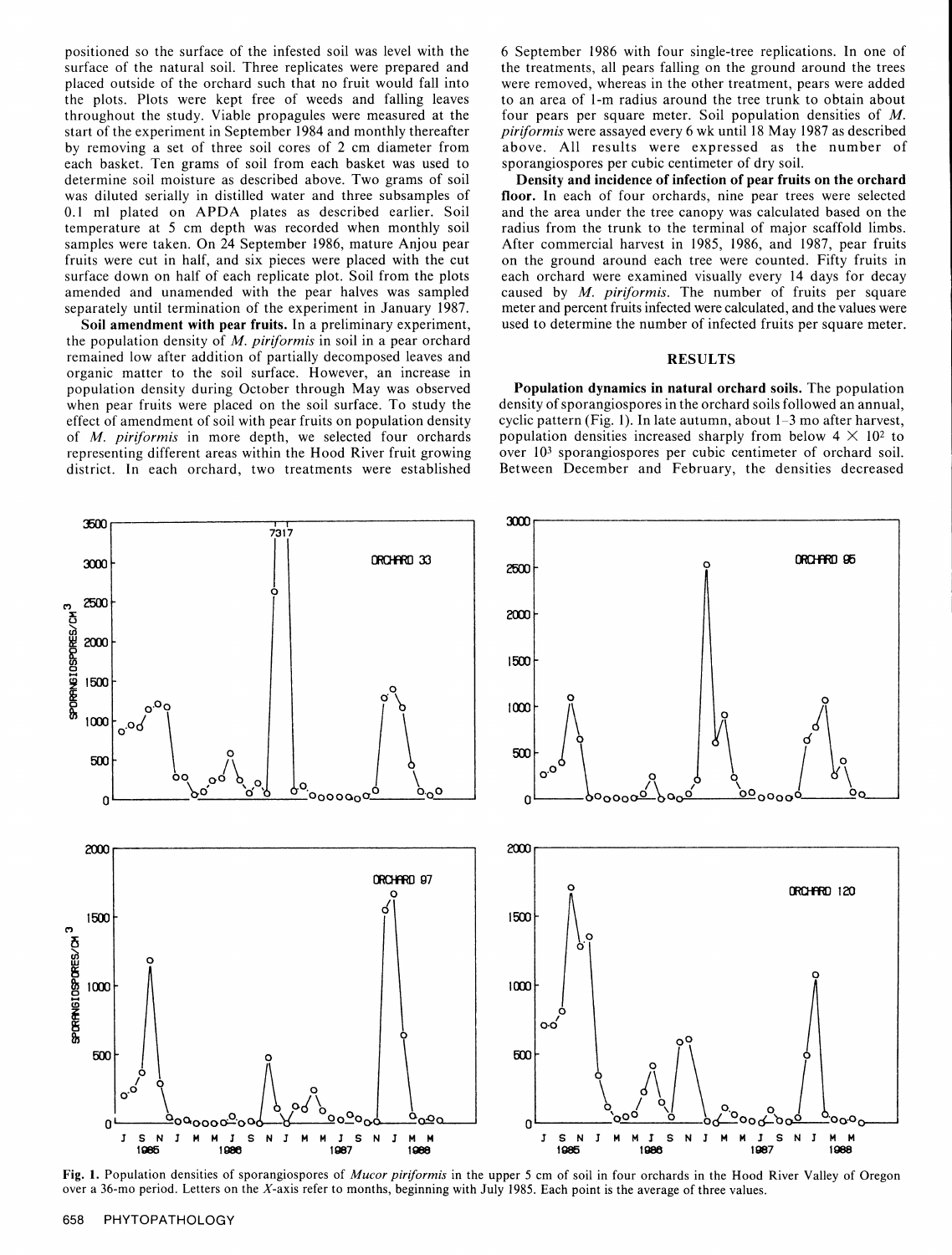positioned so the surface of the infested soil was level with the surface of the natural soil. Three replicates were prepared and placed outside of the orchard such that no fruit would fall into the plots. Plots were kept free of weeds and falling leaves throughout the study. Viable propagules were measured at the start of the experiment in September 1984 and monthly thereafter by removing a set of three soil cores of 2 cm diameter from each basket. Ten grams of soil from each basket was used to determine soil moisture as described above. Two grams of soil was diluted serially in distilled water and three subsamples of 0.1 ml plated on APDA plates as described earlier. Soil temperature at 5 cm depth was recorded when monthly soil samples were taken. On 24 September 1986, mature Anjou pear fruits were cut in half, and six pieces were placed with the cut surface down on half of each replicate plot. Soil from the plots amended and unamended with the pear halves was sampled separately until termination of the experiment in January 1987.

**Soil amendment with pear fruits.** In a preliminary experiment, the population density of *M. piriformis* in soil in a pear orchard remained low after addition of partially decomposed leaves and organic matter to the soil surface. However, an increase in population density during October through May was observed when pear fruits were placed on the soil surface. To study the effect of amendment of soil with pear fruits on population density of *M. piriformis* in more depth, we selected four orchards representing different areas within the Hood River fruit growing district. In each orchard, two treatments were established 6 September 1986 with four single-tree replications. In one of the treatments, all pears falling on the ground around the trees were removed, whereas in the other treatment, pears were added to an area of 1-m radius around the tree trunk to obtain about four pears per square meter. Soil population densities of *M. piriformis* were assayed every 6 wk until 18 May 1987 as described above. All results were expressed as the number of sporangiospores per cubic centimeter of dry soil.

**Density and incidence of infection of pear fruits on the orchard floor.** In each of four orchards, nine pear trees were selected and the area under the tree canopy was calculated based on the radius from the trunk to the terminal of major scaffold limbs. After commercial harvest in 1985, 1986, and 1987, pear fruits on the ground around each tree were counted. Fifty fruits in each orchard were examined visually every 14 days for decay caused by *M. piriformis*. The number of fruits per square meter and percent fruits infected were calculated, and the values were used to determine the number of infected fruits per square meter.

## RESULTS

**Population dynamics in natural orchard soils.** The population density of sporangiospores in the orchard soils followed an annual, cyclic pattern (Fig. 1). In late autumn, about 1–3 mo after harvest, population densities increased sharply from below $4 \times 10^2$ to over $10^3$ sporangiospores per cubic centimeter of orchard soil. Between December and February, the densities decreased

**Fig. 1.** Population densities of sporangiospores of *Mucor piriformis* in the upper 5 cm of soil in four orchards in the Hood River Valley of Oregon over a 36-mo period. Letters on the *X*-axis refer to months, beginning with July 1985. Each point is the average of three values.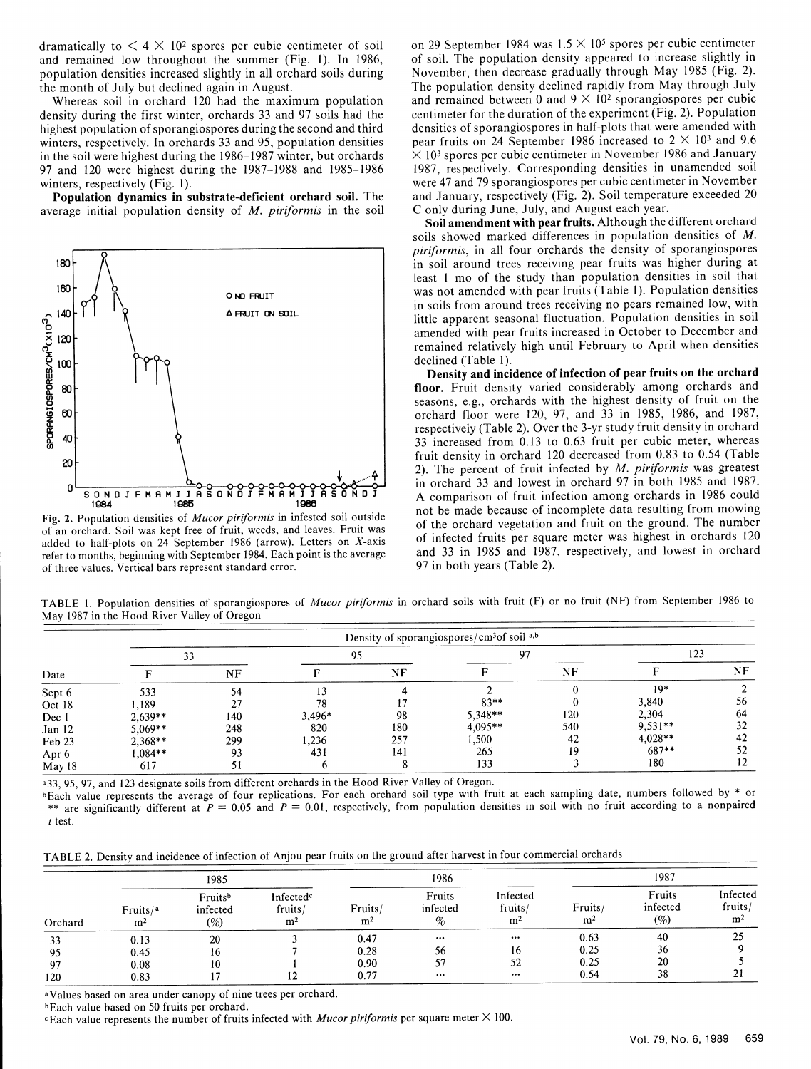dramatically to $< 4 \times 10^2$ spores per cubic centimeter of soil and remained low throughout the summer (Fig. 1). In 1986, population densities increased slightly in all orchard soils during the month of July but declined again in August.

Whereas soil in orchard 120 had the maximum population density during the first winter, orchards 33 and 97 soils had the highest population of sporangiospores during the second and third winters, respectively. In orchards 33 and 95, population densities in the soil were highest during the 1986–1987 winter, but orchards 97 and 120 were highest during the 1987–1988 and 1985–1986 winters, respectively (Fig. 1).

**Population dynamics in substrate-deficient orchard soil.** The average initial population density of *M. piriformis* in the soil on 29 September 1984 was $1.5 \times 10^5$ spores per cubic centimeter of soil. The population density appeared to increase slightly in November, then decrease gradually through May 1985 (Fig. 2). The population density declined rapidly from May through July and remained between 0 and $9 \times 10^2$ sporangiospores per cubic centimeter for the duration of the experiment (Fig. 2). Population densities of sporangiospores in half-plots that were amended with pear fruits on 24 September 1986 increased to $2 \times 10^3$ and $9.6 \times 10^3$ spores per cubic centimeter in November 1986 and January 1987, respectively. Corresponding densities in unamended soil were 47 and 79 sporangiospores per cubic centimeter in November and January, respectively (Fig. 2). Soil temperature exceeded 20 C only during June, July, and August each year.

**Fig. 2.** Population densities of *Mucor piriformis* in infested soil outside of an orchard. Soil was kept free of fruit, weeds, and leaves. Fruit was added to half-plots on 24 September 1986 (arrow). Letters on X-axis refer to months, beginning with September 1984. Each point is the average of three values. Vertical bars represent standard error.

**Soil amendment with pear fruits.** Although the different orchard soils showed marked differences in population densities of *M. piriformis*, in all four orchards the density of sporangiospores in soil around trees receiving pear fruits was higher during at least 1 mo of the study than population densities in soil that was not amended with pear fruits (Table 1). Population densities in soils from around trees receiving no pears remained low, with little apparent seasonal fluctuation. Population densities in soil amended with pear fruits increased in October to December and remained relatively high until February to April when densities declined (Table 1).

**Density and incidence of infection of pear fruits on the orchard floor.** Fruit density varied considerably among orchards and seasons, e.g., orchards with the highest density of fruit on the orchard floor were 120, 97, and 33 in 1985, 1986, and 1987, respectively (Table 2). Over the 3-yr study fruit density in orchard 33 increased from 0.13 to 0.63 fruit per cubic meter, whereas fruit density in orchard 120 decreased from 0.83 to 0.54 (Table 2). The percent of fruit infected by *M. piriformis* was greatest in orchard 33 and lowest in orchard 97 in both 1985 and 1987. A comparison of fruit infection among orchards in 1986 could not be made because of incomplete data resulting from mowing of the orchard vegetation and fruit on the ground. The number of infected fruits per square meter was highest in orchards 120 and 33 in 1985 and 1987, respectively, and lowest in orchard 97 in both years (Table 2).

TABLE 1. Population densities of sporangiospores of *Mucor piriformis* in orchard soils with fruit (F) or no fruit (NF) from September 1986 to May 1987 in the Hood River Valley of Oregon

| Date | Density of sporangiospores/cm³ of soil [a,b] | | | | | | | |
|---|---|---|---|---|---|---|---|---|
| | 33 | | 95 | | 97 | | 123 | |
| | F | NF | F | NF | F | NF | F | NF |
| Sept 6 | 533 | 54 | 13 | 4 | 2 | 0 | 19* | 2 |
| Oct 18 | 1,189 | 27 | 78 | 17 | 83** | 0 | 3,840 | 56 |
| Dec 1 | 2,639** | 140 | 3,496* | 98 | 5,348** | 120 | 2,304 | 64 |
| Jan 12 | 5,069** | 248 | 820 | 180 | 4,095** | 540 | 9,531** | 32 |
| Feb 23 | 2,368** | 299 | 1,236 | 257 | 1,500 | 42 | 4,028** | 42 |
| Apr 6 | 1,084** | 93 | 431 | 141 | 265 | 19 | 687** | 52 |
| May 18 | 617 | 51 | 6 | 8 | 133 | 3 | 180 | 12 |

[a] 33, 95, 97, and 123 designate soils from different orchards in the Hood River Valley of Oregon.

[b] Each value represents the average of four replications. For each orchard soil type with fruit at each sampling date, numbers followed by * or ** are significantly different at $P = 0.05$ and $P = 0.01$, respectively, from population densities in soil with no fruit according to a nonpaired *t* test.

TABLE 2. Density and incidence of infection of Anjou pear fruits on the ground after harvest in four commercial orchards

| Orchard | 1985 | | | 1986 | | | 1987 | | |
|---|---|---|---|---|---|---|---|---|---|
| | Fruits/[a] m² | Fruits[b] infected (%) | Infected[c] fruits/ m² | Fruits/ m² | Fruits infected % | Infected fruits/ m² | Fruits/ m² | Fruits infected (%) | Infected fruits/ m² |
| 33 | 0.13 | 20 | 3 | 0.47 | ... | ... | 0.63 | 40 | 25 |
| 95 | 0.45 | 16 | 7 | 0.28 | 56 | 16 | 0.25 | 36 | 9 |
| 97 | 0.08 | 10 | 1 | 0.90 | 57 | 52 | 0.25 | 20 | 5 |
| 120 | 0.83 | 17 | 12 | 0.77 | ... | ... | 0.54 | 38 | 21 |

[a] Values based on area under canopy of nine trees per orchard.

[b] Each value based on 50 fruits per orchard.

[c] Each value represents the number of fruits infected with *Mucor piriformis* per square meter × 100.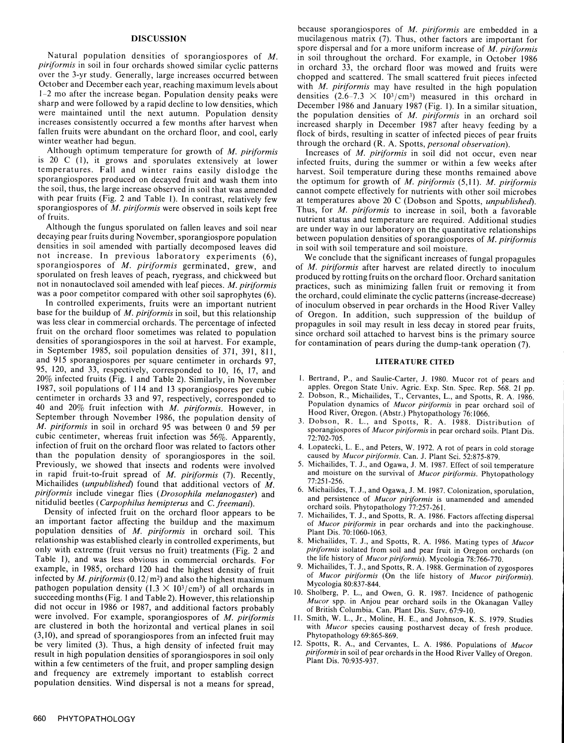## DISCUSSION

Natural population densities of sporangiospores of *M. piriformis* in soil in four orchards showed similar cyclic patterns over the 3-yr study. Generally, large increases occurred between October and December each year, reaching maximum levels about 1–2 mo after the increase began. Population density peaks were sharp and were followed by a rapid decline to low densities, which were maintained until the next autumn. Population density increases consistently occurred a few months after harvest when fallen fruits were abundant on the orchard floor, and cool, early winter weather had begun.

Although optimum temperature for growth of *M. piriformis* is 20 C (1), it grows and sporulates extensively at lower temperatures. Fall and winter rains easily dislodge the sporangiospores produced on decayed fruit and wash them into the soil, thus, the large increase observed in soil that was amended with pear fruits (Fig. 2 and Table 1). In contrast, relatively few sporangiospores of *M. piriformis* were observed in soils kept free of fruits.

Although the fungus sporulated on fallen leaves and soil near decaying pear fruits during November, sporangiospore population densities in soil amended with partially decomposed leaves did not increase. In previous laboratory experiments (6), sporangiospores of *M. piriformis* germinated, grew, and sporulated on fresh leaves of peach, ryegrass, and chickweed but not in nonautoclaved soil amended with leaf pieces. *M. piriformis* was a poor competitor compared with other soil saprophytes (6).

In controlled experiments, fruits were an important nutrient base for the buildup of *M. piriformis* in soil, but this relationship was less clear in commercial orchards. The percentage of infected fruit on the orchard floor sometimes was related to population densities of sporangiospores in the soil at harvest. For example, in September 1985, soil population densities of 371, 391, 811, and 915 sporangiospores per square centimeter in orchards 97, 95, 120, and 33, respectively, corresponded to 10, 16, 17, and 20% infected fruits (Fig. 1 and Table 2). Similarly, in November 1987, soil populations of 114 and 13 sporangiospores per cubic centimeter in orchards 33 and 97, respectively, corresponded to 40 and 20% fruit infection with *M. piriformis*. However, in September through November 1986, the population density of *M. piriformis* in soil in orchard 95 was between 0 and 59 per cubic centimeter, whereas fruit infection was 56%. Apparently, infection of fruit on the orchard floor was related to factors other than the population density of sporangiospores in the soil. Previously, we showed that insects and rodents were involved in rapid fruit-to-fruit spread of *M. piriformis* (7). Recently, Michailides (*unpublished*) found that additional vectors of *M. piriformis* include vinegar flies (*Drosophila melanogaster*) and nitidulid beetles (*Carpophilus hemipterus* and *C. freemani*).

Density of infected fruit on the orchard floor appears to be an important factor affecting the buildup and the maximum population densities of *M. piriformis* in orchard soil. This relationship was established clearly in controlled experiments, but only with extreme (fruit versus no fruit) treatments (Fig. 2 and Table 1), and was less obvious in commercial orchards. For example, in 1985, orchard 120 had the highest density of fruit infected by *M. piriformis* ($0.12/m^2$) and also the highest maximum pathogen population density ($1.3 \times 10^3/cm^3$) of all orchards in succeeding months (Fig. 1 and Table 2). However, this relationship did not occur in 1986 or 1987, and additional factors probably were involved. For example, sporangiospores of *M. piriformis* are clustered in both the horizontal and vertical planes in soil (3,10), and spread of sporangiospores from an infected fruit may be very limited (3). Thus, a high density of infected fruit may result in high population densities of sporangiospores in soil only within a few centimeters of the fruit, and proper sampling design and frequency are extremely important to establish correct population densities. Wind dispersal is not a means for spread, because sporangiospores of *M. piriformis* are embedded in a mucilagenous matrix (7). Thus, other factors are important for spore dispersal and for a more uniform increase of *M. piriformis* in soil throughout the orchard. For example, in October 1986 in orchard 33, the orchard floor was mowed and fruits were chopped and scattered. The small scattered fruit pieces infected with *M. piriformis* may have resulted in the high population densities ($2.6–7.3 \times 10^3/cm^3$) measured in this orchard in December 1986 and January 1987 (Fig. 1). In a similar situation, the population densities of *M. piriformis* in an orchard soil increased sharply in December 1987 after heavy feeding by a flock of birds, resulting in scatter of infected pieces of pear fruits through the orchard (R. A. Spotts, *personal observation*).

Increases of *M. piriformis* in soil did not occur, even near infected fruits, during the summer or within a few weeks after harvest. Soil temperature during these months remained above the optimum for growth of *M. piriformis* (5,11). *M. piriformis* cannot compete effectively for nutrients with other soil microbes at temperatures above 20 C (Dobson and Spotts, *unpublished*). Thus, for *M. piriformis* to increase in soil, both a favorable nutrient status and temperature are required. Additional studies are under way in our laboratory on the quantitative relationships between population densities of sporangiospores of *M. piriformis* in soil with soil temperature and soil moisture.

We conclude that the significant increases of fungal propagules of *M. piriformis* after harvest are related directly to inoculum produced by rotting fruits on the orchard floor. Orchard sanitation practices, such as minimizing fallen fruit or removing it from the orchard, could eliminate the cyclic patterns (increase-decrease) of inoculum observed in pear orchards in the Hood River Valley of Oregon. In addition, such suppression of the buildup of propagules in soil may result in less decay in stored pear fruits, since orchard soil attached to harvest bins is the primary source for contamination of pears during the dump-tank operation (7).

## LITERATURE CITED

1. Bertrand, P., and Saulie-Carter, J. 1980. Mucor rot of pears and apples. Oregon State Univ. Agric. Exp. Stn. Spec. Rep. 568. 21 pp.
2. Dobson, R., Michailides, T., Cervantes, L., and Spotts, R. A. 1986. Population dynamics of *Mucor piriformis* in pear orchard soil of Hood River, Oregon. (Abstr.) Phytopathology 76:1066.
3. Dobson, R. L., and Spotts, R. A. 1988. Distribution of sporangiospores of *Mucor piriformis* in pear orchard soils. Plant Dis. 72:702-705.
4. Lopatecki, L. E., and Peters, W. 1972. A rot of pears in cold storage caused by *Mucor piriformis*. Can. J. Plant Sci. 52:875-879.
5. Michailides, T. J., and Ogawa, J. M. 1987. Effect of soil temperature and moisture on the survival of *Mucor piriformis*. Phytopathology 77:251-256.
6. Michailides, T. J., and Ogawa, J. M. 1987. Colonization, sporulation, and persistence of *Mucor piriformis* is unamended and amended orchard soils. Phytopathology 77:257-261.
7. Michailides, T. J., and Spotts, R. A. 1986. Factors affecting dispersal of *Mucor piriformis* in pear orchards and into the packinghouse. Plant Dis. 70:1060-1063.
8. Michailides, T. J., and Spotts, R. A. 1986. Mating types of *Mucor piriformis* isolated from soil and pear fruit in Oregon orchards (on the life history of *Mucor piriformis*). Mycologia 78:766-770.
9. Michailides, T. J., and Spotts, R. A. 1988. Germination of zygospores of *Mucor piriformis* (On the life history of *Mucor piriformis*). Mycologia 80:837-844.
10. Sholberg, P. L., and Owen, G. R. 1987. Incidence of pathogenic *Mucor* spp. in Anjou pear orchard soils in the Okanagan Valley of British Columbia. Can. Plant Dis. Surv. 67:9-10.
11. Smith, W. L., Jr., Moline, H. E., and Johnson, K. S. 1979. Studies with *Mucor* species causing postharvest decay of fresh produce. Phytopathology 69:865-869.
12. Spotts, R. A., and Cervantes, L. A. 1986. Populations of *Mucor piriformis* in soil of pear orchards in the Hood River Valley of Oregon. Plant Dis. 70:935-937.